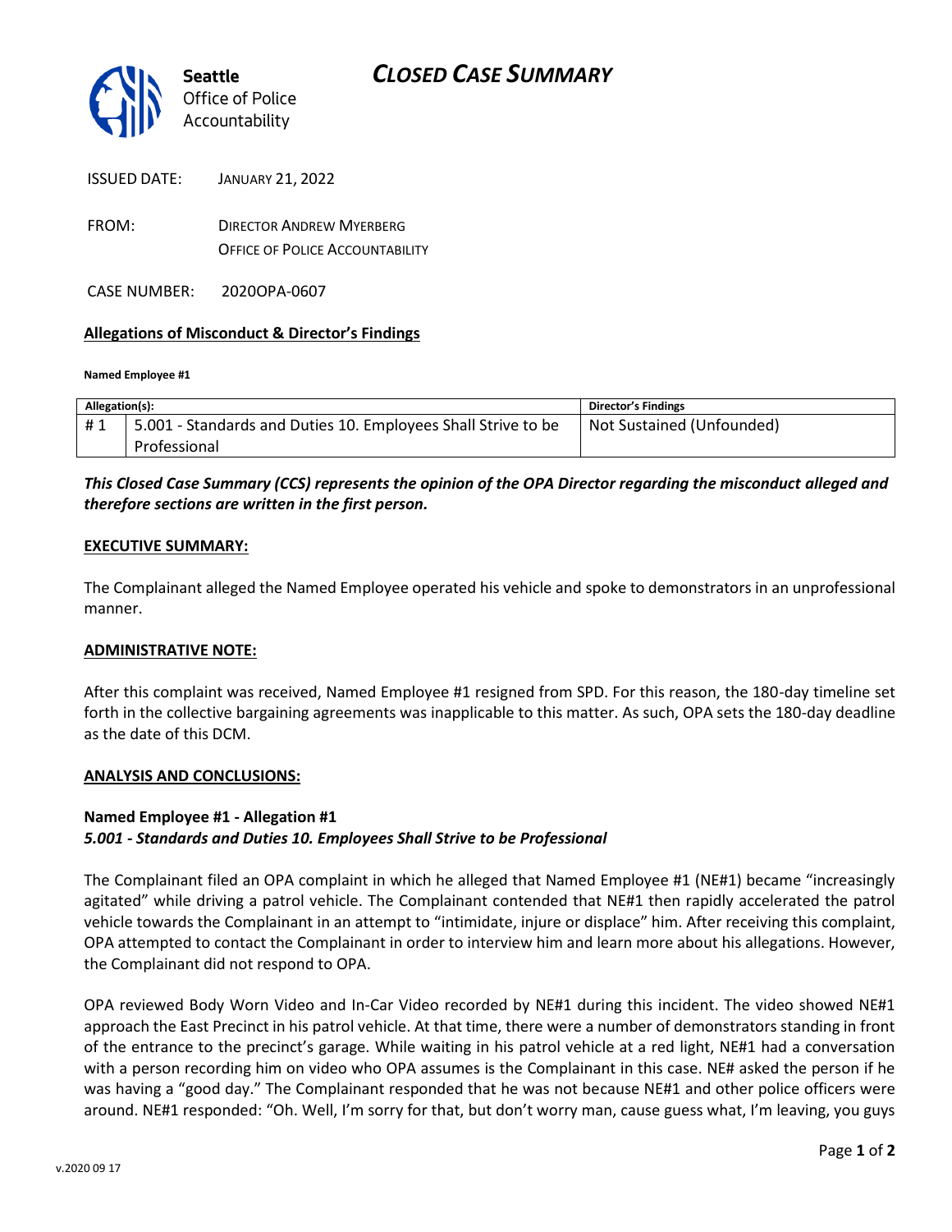**Seattle** Office of Police Accountability

# *CLOSED CASE SUMMARY*

ISSUED DATE: JANUARY 21, 2022

FROM: DIRECTOR ANDREW MYERBERG
OFFICE OF POLICE ACCOUNTABILITY

CASE NUMBER: 2020OPA-0607

## Allegations of Misconduct & Director's Findings

**Named Employee #1**

| Allegation(s): | | Director's Findings |
|---|---|---|
| # 1 | 5.001 - Standards and Duties 10. Employees Shall Strive to be Professional | Not Sustained (Unfounded) |

***This Closed Case Summary (CCS) represents the opinion of the OPA Director regarding the misconduct alleged and therefore sections are written in the first person.***

### EXECUTIVE SUMMARY:

The Complainant alleged the Named Employee operated his vehicle and spoke to demonstrators in an unprofessional manner.

### ADMINISTRATIVE NOTE:

After this complaint was received, Named Employee #1 resigned from SPD. For this reason, the 180-day timeline set forth in the collective bargaining agreements was inapplicable to this matter. As such, OPA sets the 180-day deadline as the date of this DCM.

### ANALYSIS AND CONCLUSIONS:

**Named Employee #1 - Allegation #1**
***5.001 - Standards and Duties 10. Employees Shall Strive to be Professional***

The Complainant filed an OPA complaint in which he alleged that Named Employee #1 (NE#1) became "increasingly agitated" while driving a patrol vehicle. The Complainant contended that NE#1 then rapidly accelerated the patrol vehicle towards the Complainant in an attempt to "intimidate, injure or displace" him. After receiving this complaint, OPA attempted to contact the Complainant in order to interview him and learn more about his allegations. However, the Complainant did not respond to OPA.

OPA reviewed Body Worn Video and In-Car Video recorded by NE#1 during this incident. The video showed NE#1 approach the East Precinct in his patrol vehicle. At that time, there were a number of demonstrators standing in front of the entrance to the precinct's garage. While waiting in his patrol vehicle at a red light, NE#1 had a conversation with a person recording him on video who OPA assumes is the Complainant in this case. NE# asked the person if he was having a "good day." The Complainant responded that he was not because NE#1 and other police officers were around. NE#1 responded: "Oh. Well, I'm sorry for that, but don't worry man, cause guess what, I'm leaving, you guys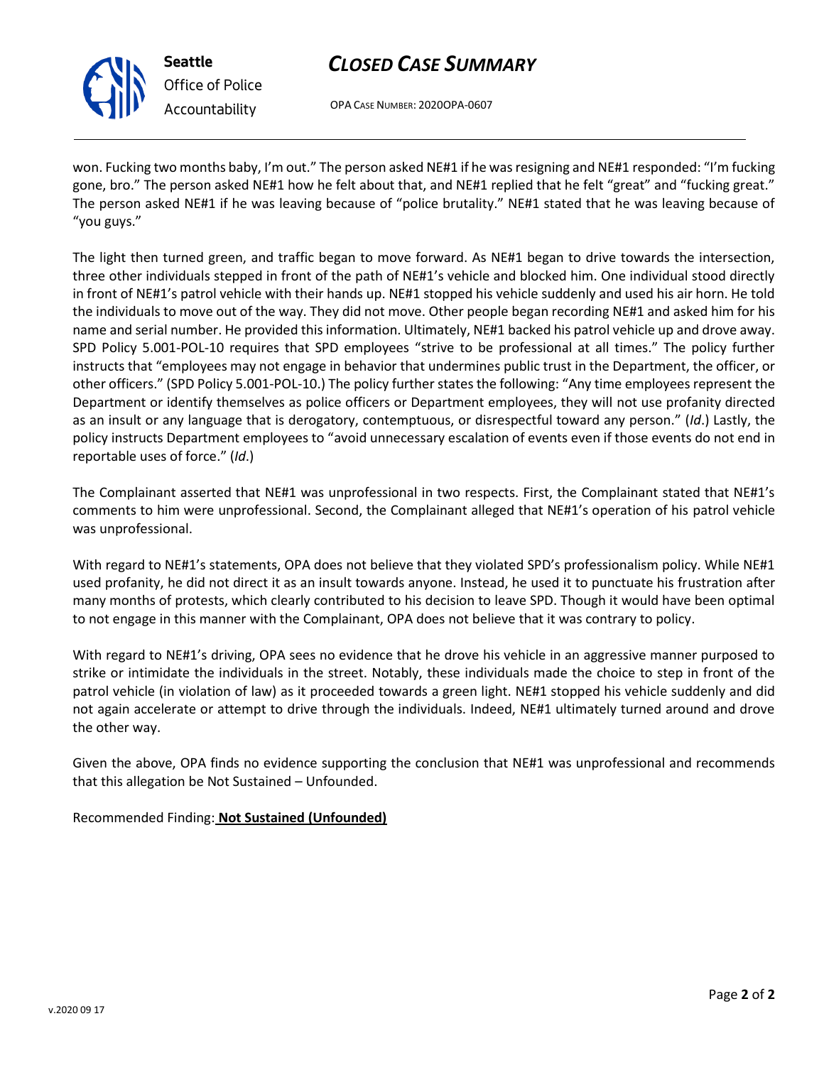won. Fucking two months baby, I'm out." The person asked NE#1 if he was resigning and NE#1 responded: "I'm fucking gone, bro." The person asked NE#1 how he felt about that, and NE#1 replied that he felt "great" and "fucking great." The person asked NE#1 if he was leaving because of "police brutality." NE#1 stated that he was leaving because of "you guys."

The light then turned green, and traffic began to move forward. As NE#1 began to drive towards the intersection, three other individuals stepped in front of the path of NE#1's vehicle and blocked him. One individual stood directly in front of NE#1's patrol vehicle with their hands up. NE#1 stopped his vehicle suddenly and used his air horn. He told the individuals to move out of the way. They did not move. Other people began recording NE#1 and asked him for his name and serial number. He provided this information. Ultimately, NE#1 backed his patrol vehicle up and drove away. SPD Policy 5.001-POL-10 requires that SPD employees "strive to be professional at all times." The policy further instructs that "employees may not engage in behavior that undermines public trust in the Department, the officer, or other officers." (SPD Policy 5.001-POL-10.) The policy further states the following: "Any time employees represent the Department or identify themselves as police officers or Department employees, they will not use profanity directed as an insult or any language that is derogatory, contemptuous, or disrespectful toward any person." (*Id*.) Lastly, the policy instructs Department employees to "avoid unnecessary escalation of events even if those events do not end in reportable uses of force." (*Id*.)

The Complainant asserted that NE#1 was unprofessional in two respects. First, the Complainant stated that NE#1's comments to him were unprofessional. Second, the Complainant alleged that NE#1's operation of his patrol vehicle was unprofessional.

With regard to NE#1's statements, OPA does not believe that they violated SPD's professionalism policy. While NE#1 used profanity, he did not direct it as an insult towards anyone. Instead, he used it to punctuate his frustration after many months of protests, which clearly contributed to his decision to leave SPD. Though it would have been optimal to not engage in this manner with the Complainant, OPA does not believe that it was contrary to policy.

With regard to NE#1's driving, OPA sees no evidence that he drove his vehicle in an aggressive manner purposed to strike or intimidate the individuals in the street. Notably, these individuals made the choice to step in front of the patrol vehicle (in violation of law) as it proceeded towards a green light. NE#1 stopped his vehicle suddenly and did not again accelerate or attempt to drive through the individuals. Indeed, NE#1 ultimately turned around and drove the other way.

Given the above, OPA finds no evidence supporting the conclusion that NE#1 was unprofessional and recommends that this allegation be Not Sustained – Unfounded.

Recommended Finding: **Not Sustained (Unfounded)**